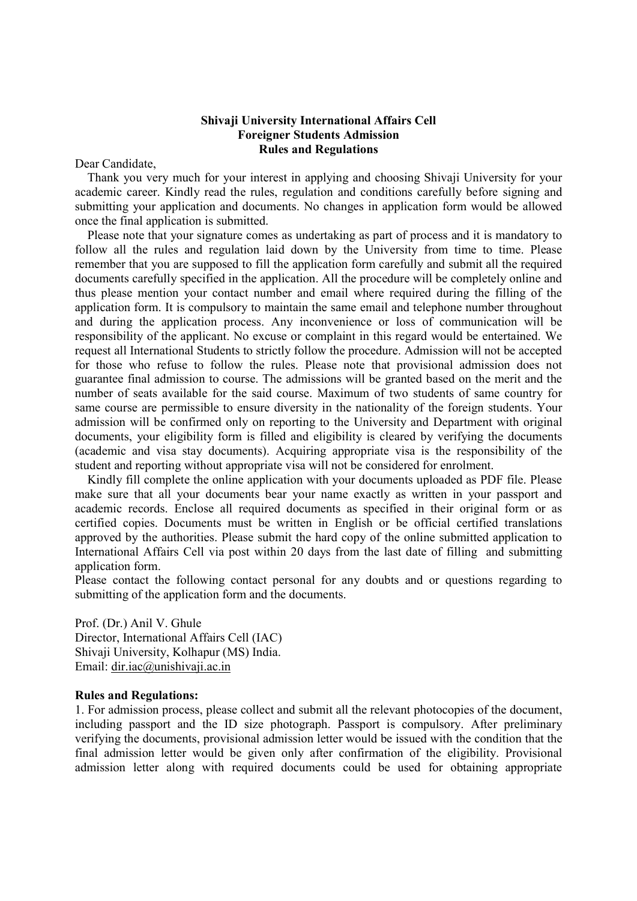**Shivaji University International Affairs Cell**
**Foreigner Students Admission**
**Rules and Regulations**

Dear Candidate,

Thank you very much for your interest in applying and choosing Shivaji University for your academic career. Kindly read the rules, regulation and conditions carefully before signing and submitting your application and documents. No changes in application form would be allowed once the final application is submitted.

Please note that your signature comes as undertaking as part of process and it is mandatory to follow all the rules and regulation laid down by the University from time to time. Please remember that you are supposed to fill the application form carefully and submit all the required documents carefully specified in the application. All the procedure will be completely online and thus please mention your contact number and email where required during the filling of the application form. It is compulsory to maintain the same email and telephone number throughout and during the application process. Any inconvenience or loss of communication will be responsibility of the applicant. No excuse or complaint in this regard would be entertained. We request all International Students to strictly follow the procedure. Admission will not be accepted for those who refuse to follow the rules. Please note that provisional admission does not guarantee final admission to course. The admissions will be granted based on the merit and the number of seats available for the said course. Maximum of two students of same country for same course are permissible to ensure diversity in the nationality of the foreign students. Your admission will be confirmed only on reporting to the University and Department with original documents, your eligibility form is filled and eligibility is cleared by verifying the documents (academic and visa stay documents). Acquiring appropriate visa is the responsibility of the student and reporting without appropriate visa will not be considered for enrolment.

Kindly fill complete the online application with your documents uploaded as PDF file. Please make sure that all your documents bear your name exactly as written in your passport and academic records. Enclose all required documents as specified in their original form or as certified copies. Documents must be written in English or be official certified translations approved by the authorities. Please submit the hard copy of the online submitted application to International Affairs Cell via post within 20 days from the last date of filling and submitting application form.

Please contact the following contact personal for any doubts and or questions regarding to submitting of the application form and the documents.

Prof. (Dr.) Anil V. Ghule
Director, International Affairs Cell (IAC)
Shivaji University, Kolhapur (MS) India.
Email: dir.iac@unishivaji.ac.in

**Rules and Regulations:**

1. For admission process, please collect and submit all the relevant photocopies of the document, including passport and the ID size photograph. Passport is compulsory. After preliminary verifying the documents, provisional admission letter would be issued with the condition that the final admission letter would be given only after confirmation of the eligibility. Provisional admission letter along with required documents could be used for obtaining appropriate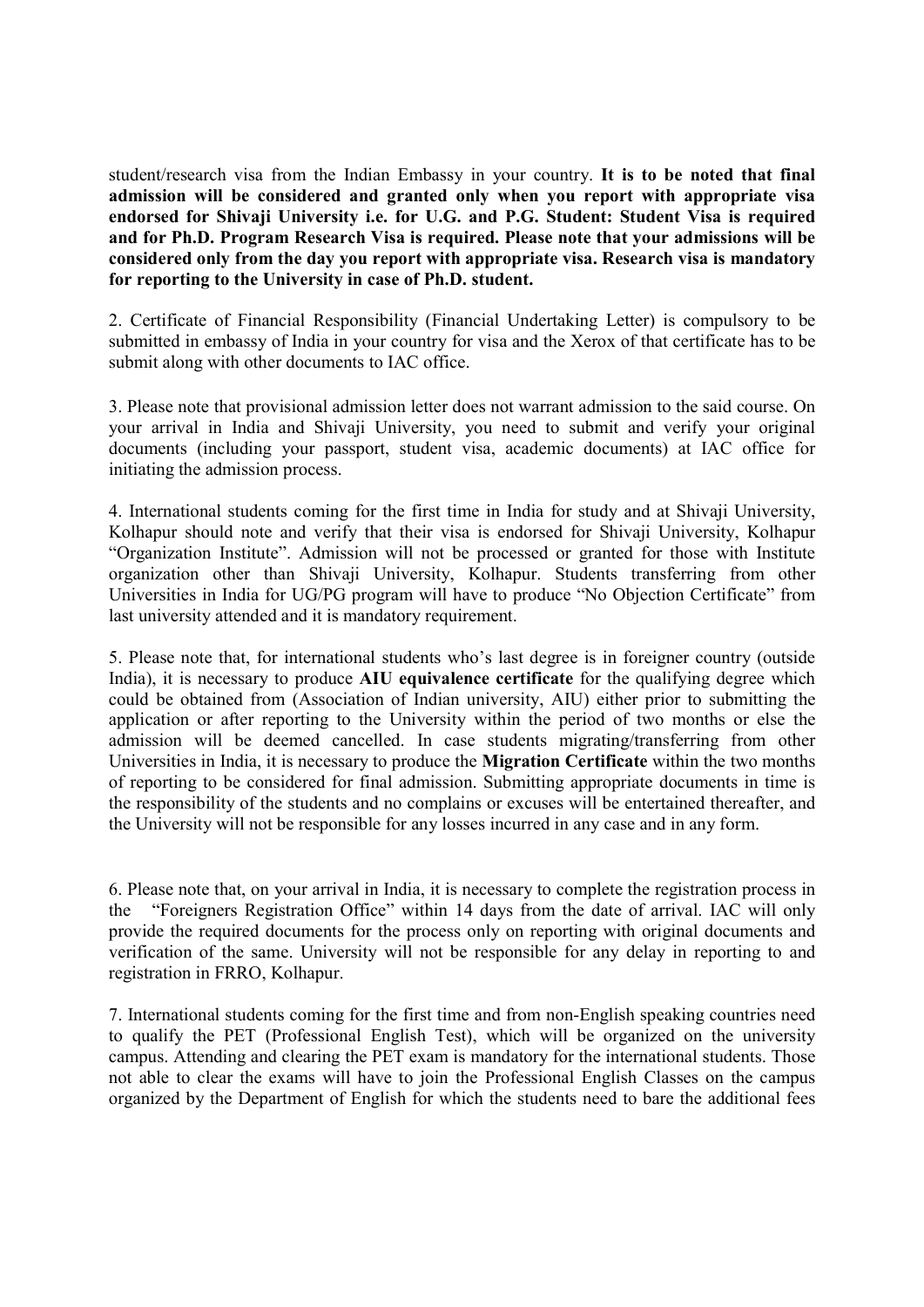student/research visa from the Indian Embassy in your country. **It is to be noted that final admission will be considered and granted only when you report with appropriate visa endorsed for Shivaji University i.e. for U.G. and P.G. Student: Student Visa is required and for Ph.D. Program Research Visa is required. Please note that your admissions will be considered only from the day you report with appropriate visa. Research visa is mandatory for reporting to the University in case of Ph.D. student.**

2. Certificate of Financial Responsibility (Financial Undertaking Letter) is compulsory to be submitted in embassy of India in your country for visa and the Xerox of that certificate has to be submit along with other documents to IAC office.

3. Please note that provisional admission letter does not warrant admission to the said course. On your arrival in India and Shivaji University, you need to submit and verify your original documents (including your passport, student visa, academic documents) at IAC office for initiating the admission process.

4. International students coming for the first time in India for study and at Shivaji University, Kolhapur should note and verify that their visa is endorsed for Shivaji University, Kolhapur "Organization Institute". Admission will not be processed or granted for those with Institute organization other than Shivaji University, Kolhapur. Students transferring from other Universities in India for UG/PG program will have to produce "No Objection Certificate" from last university attended and it is mandatory requirement.

5. Please note that, for international students who's last degree is in foreigner country (outside India), it is necessary to produce **AIU equivalence certificate** for the qualifying degree which could be obtained from (Association of Indian university, AIU) either prior to submitting the application or after reporting to the University within the period of two months or else the admission will be deemed cancelled. In case students migrating/transferring from other Universities in India, it is necessary to produce the **Migration Certificate** within the two months of reporting to be considered for final admission. Submitting appropriate documents in time is the responsibility of the students and no complains or excuses will be entertained thereafter, and the University will not be responsible for any losses incurred in any case and in any form.

6. Please note that, on your arrival in India, it is necessary to complete the registration process in the "Foreigners Registration Office" within 14 days from the date of arrival. IAC will only provide the required documents for the process only on reporting with original documents and verification of the same. University will not be responsible for any delay in reporting to and registration in FRRO, Kolhapur.

7. International students coming for the first time and from non-English speaking countries need to qualify the PET (Professional English Test), which will be organized on the university campus. Attending and clearing the PET exam is mandatory for the international students. Those not able to clear the exams will have to join the Professional English Classes on the campus organized by the Department of English for which the students need to bare the additional fees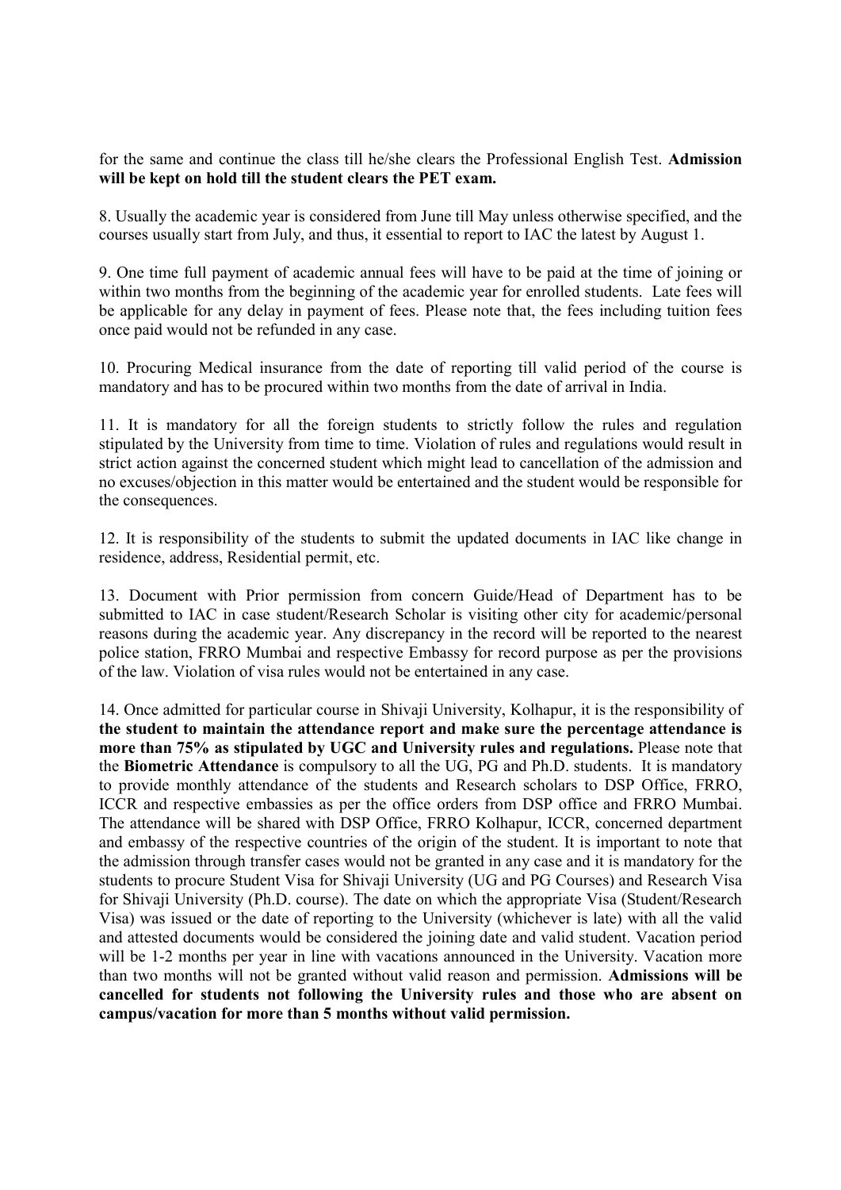for the same and continue the class till he/she clears the Professional English Test. **Admission will be kept on hold till the student clears the PET exam.**

8. Usually the academic year is considered from June till May unless otherwise specified, and the courses usually start from July, and thus, it essential to report to IAC the latest by August 1.

9. One time full payment of academic annual fees will have to be paid at the time of joining or within two months from the beginning of the academic year for enrolled students. Late fees will be applicable for any delay in payment of fees. Please note that, the fees including tuition fees once paid would not be refunded in any case.

10. Procuring Medical insurance from the date of reporting till valid period of the course is mandatory and has to be procured within two months from the date of arrival in India.

11. It is mandatory for all the foreign students to strictly follow the rules and regulation stipulated by the University from time to time. Violation of rules and regulations would result in strict action against the concerned student which might lead to cancellation of the admission and no excuses/objection in this matter would be entertained and the student would be responsible for the consequences.

12. It is responsibility of the students to submit the updated documents in IAC like change in residence, address, Residential permit, etc.

13. Document with Prior permission from concern Guide/Head of Department has to be submitted to IAC in case student/Research Scholar is visiting other city for academic/personal reasons during the academic year. Any discrepancy in the record will be reported to the nearest police station, FRRO Mumbai and respective Embassy for record purpose as per the provisions of the law. Violation of visa rules would not be entertained in any case.

14. Once admitted for particular course in Shivaji University, Kolhapur, it is the responsibility of **the student to maintain the attendance report and make sure the percentage attendance is more than 75% as stipulated by UGC and University rules and regulations.** Please note that the **Biometric Attendance** is compulsory to all the UG, PG and Ph.D. students. It is mandatory to provide monthly attendance of the students and Research scholars to DSP Office, FRRO, ICCR and respective embassies as per the office orders from DSP office and FRRO Mumbai. The attendance will be shared with DSP Office, FRRO Kolhapur, ICCR, concerned department and embassy of the respective countries of the origin of the student. It is important to note that the admission through transfer cases would not be granted in any case and it is mandatory for the students to procure Student Visa for Shivaji University (UG and PG Courses) and Research Visa for Shivaji University (Ph.D. course). The date on which the appropriate Visa (Student/Research Visa) was issued or the date of reporting to the University (whichever is late) with all the valid and attested documents would be considered the joining date and valid student. Vacation period will be 1-2 months per year in line with vacations announced in the University. Vacation more than two months will not be granted without valid reason and permission. **Admissions will be cancelled for students not following the University rules and those who are absent on campus/vacation for more than 5 months without valid permission.**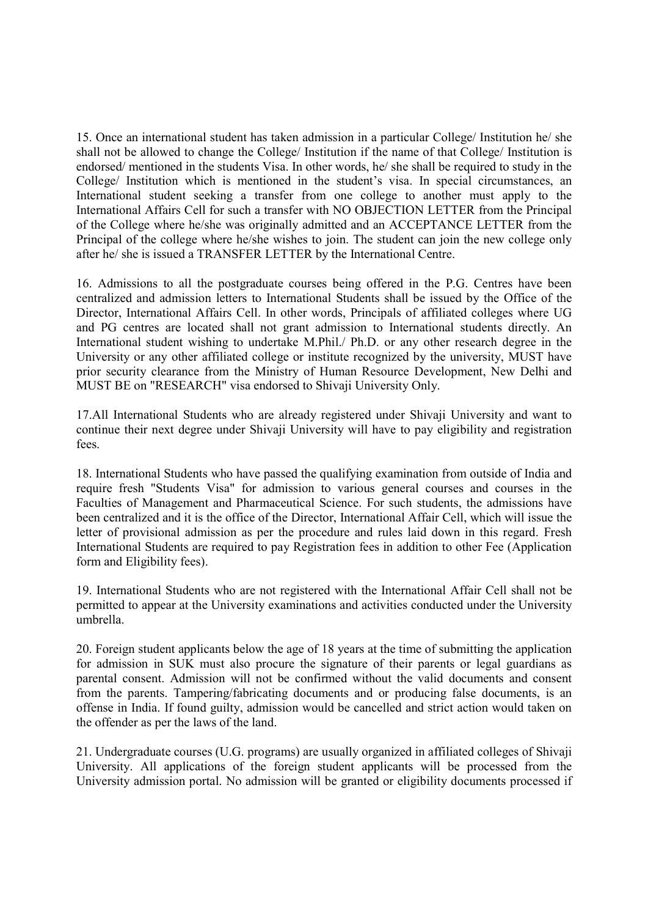15. Once an international student has taken admission in a particular College/ Institution he/ she shall not be allowed to change the College/ Institution if the name of that College/ Institution is endorsed/ mentioned in the students Visa. In other words, he/ she shall be required to study in the College/ Institution which is mentioned in the student's visa. In special circumstances, an International student seeking a transfer from one college to another must apply to the International Affairs Cell for such a transfer with NO OBJECTION LETTER from the Principal of the College where he/she was originally admitted and an ACCEPTANCE LETTER from the Principal of the college where he/she wishes to join. The student can join the new college only after he/ she is issued a TRANSFER LETTER by the International Centre.

16. Admissions to all the postgraduate courses being offered in the P.G. Centres have been centralized and admission letters to International Students shall be issued by the Office of the Director, International Affairs Cell. In other words, Principals of affiliated colleges where UG and PG centres are located shall not grant admission to International students directly. An International student wishing to undertake M.Phil./ Ph.D. or any other research degree in the University or any other affiliated college or institute recognized by the university, MUST have prior security clearance from the Ministry of Human Resource Development, New Delhi and MUST BE on "RESEARCH" visa endorsed to Shivaji University Only.

17. All International Students who are already registered under Shivaji University and want to continue their next degree under Shivaji University will have to pay eligibility and registration fees.

18. International Students who have passed the qualifying examination from outside of India and require fresh "Students Visa" for admission to various general courses and courses in the Faculties of Management and Pharmaceutical Science. For such students, the admissions have been centralized and it is the office of the Director, International Affair Cell, which will issue the letter of provisional admission as per the procedure and rules laid down in this regard. Fresh International Students are required to pay Registration fees in addition to other Fee (Application form and Eligibility fees).

19. International Students who are not registered with the International Affair Cell shall not be permitted to appear at the University examinations and activities conducted under the University umbrella.

20. Foreign student applicants below the age of 18 years at the time of submitting the application for admission in SUK must also procure the signature of their parents or legal guardians as parental consent. Admission will not be confirmed without the valid documents and consent from the parents. Tampering/fabricating documents and or producing false documents, is an offense in India. If found guilty, admission would be cancelled and strict action would taken on the offender as per the laws of the land.

21. Undergraduate courses (U.G. programs) are usually organized in affiliated colleges of Shivaji University. All applications of the foreign student applicants will be processed from the University admission portal. No admission will be granted or eligibility documents processed if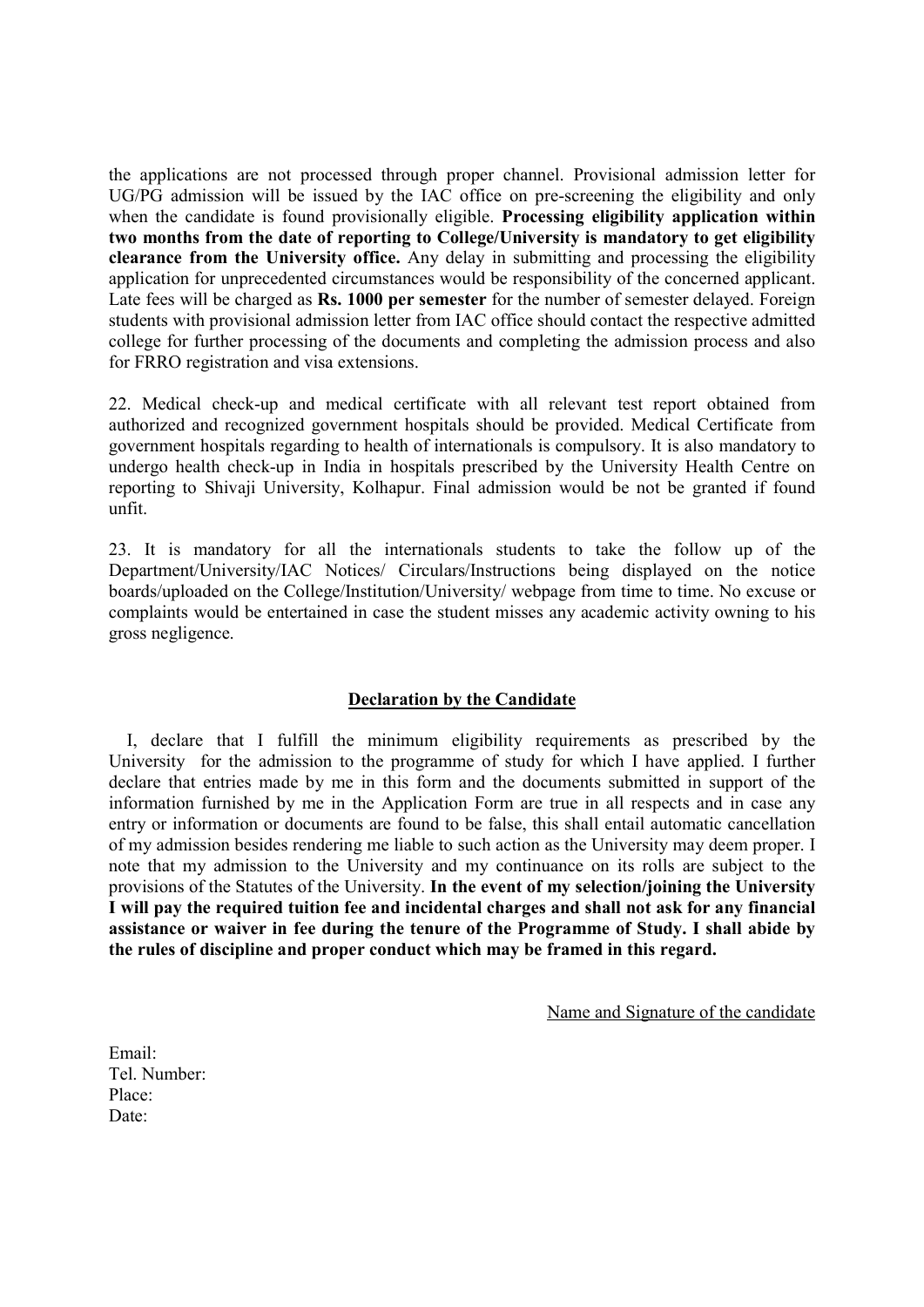the applications are not processed through proper channel. Provisional admission letter for UG/PG admission will be issued by the IAC office on pre-screening the eligibility and only when the candidate is found provisionally eligible. **Processing eligibility application within two months from the date of reporting to College/University is mandatory to get eligibility clearance from the University office.** Any delay in submitting and processing the eligibility application for unprecedented circumstances would be responsibility of the concerned applicant. Late fees will be charged as **Rs. 1000 per semester** for the number of semester delayed. Foreign students with provisional admission letter from IAC office should contact the respective admitted college for further processing of the documents and completing the admission process and also for FRRO registration and visa extensions.

22. Medical check-up and medical certificate with all relevant test report obtained from authorized and recognized government hospitals should be provided. Medical Certificate from government hospitals regarding to health of internationals is compulsory. It is also mandatory to undergo health check-up in India in hospitals prescribed by the University Health Centre on reporting to Shivaji University, Kolhapur. Final admission would be not be granted if found unfit.

23. It is mandatory for all the internationals students to take the follow up of the Department/University/IAC Notices/ Circulars/Instructions being displayed on the notice boards/uploaded on the College/Institution/University/ webpage from time to time. No excuse or complaints would be entertained in case the student misses any academic activity owning to his gross negligence.

## Declaration by the Candidate

I, declare that I fulfill the minimum eligibility requirements as prescribed by the University for the admission to the programme of study for which I have applied. I further declare that entries made by me in this form and the documents submitted in support of the information furnished by me in the Application Form are true in all respects and in case any entry or information or documents are found to be false, this shall entail automatic cancellation of my admission besides rendering me liable to such action as the University may deem proper. I note that my admission to the University and my continuance on its rolls are subject to the provisions of the Statutes of the University. **In the event of my selection/joining the University I will pay the required tuition fee and incidental charges and shall not ask for any financial assistance or waiver in fee during the tenure of the Programme of Study. I shall abide by the rules of discipline and proper conduct which may be framed in this regard.**

Name and Signature of the candidate

Email:
Tel. Number:
Place:
Date: